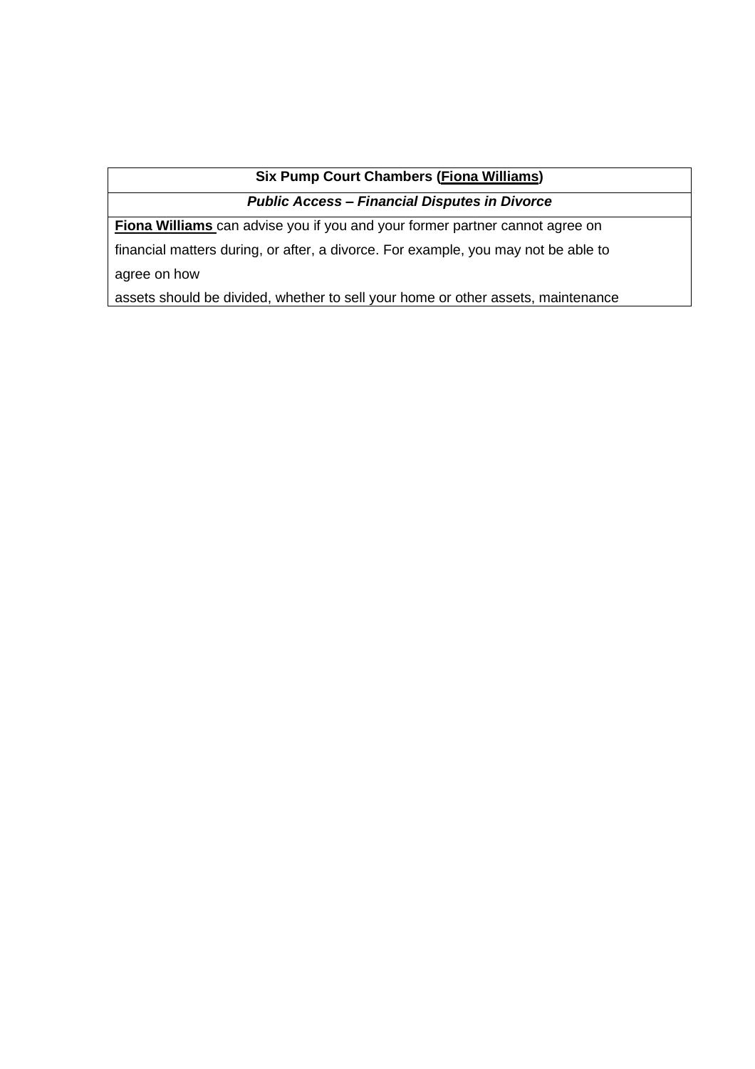| Six Pump Court Chambers (<u>Fiona Williams</u>) |
| --- |
| ***Public Access – Financial Disputes in Divorce*** |
| **<u>Fiona Williams</u>** can advise you if you and your former partner cannot agree on financial matters during, or after, a divorce. For example, you may not be able to agree on how assets should be divided, whether to sell your home or other assets, maintenance |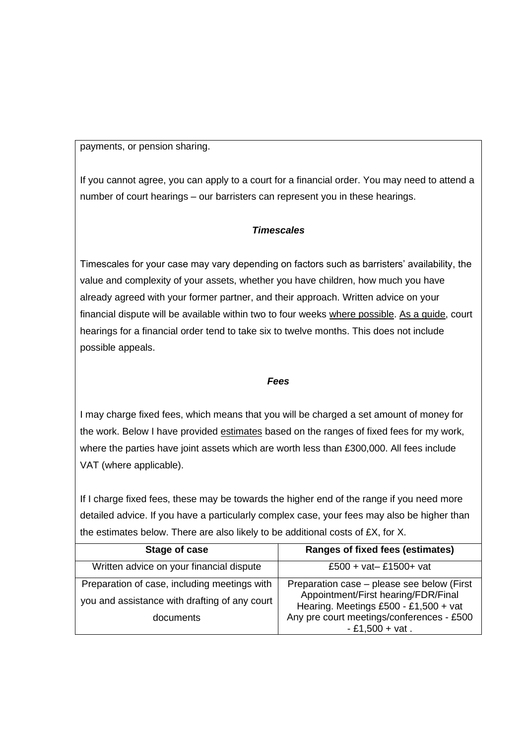payments, or pension sharing.

If you cannot agree, you can apply to a court for a financial order. You may need to attend a number of court hearings – our barristers can represent you in these hearings.

***Timescales***

Timescales for your case may vary depending on factors such as barristers' availability, the value and complexity of your assets, whether you have children, how much you have already agreed with your former partner, and their approach. Written advice on your financial dispute will be available within two to four weeks <u>where possible</u>. <u>As a guide</u>, court hearings for a financial order tend to take six to twelve months. This does not include possible appeals.

***Fees***

I may charge fixed fees, which means that you will be charged a set amount of money for the work. Below I have provided <u>estimates</u> based on the ranges of fixed fees for my work, where the parties have joint assets which are worth less than £300,000. All fees include VAT (where applicable).

If I charge fixed fees, these may be towards the higher end of the range if you need more detailed advice. If you have a particularly complex case, your fees may also be higher than the estimates below. There are also likely to be additional costs of £X, for X.

| Stage of case | Ranges of fixed fees (estimates) |
| --- | --- |
| Written advice on your financial dispute | £500 + vat– £1500+ vat |
| Preparation of case, including meetings with you and assistance with drafting of any court documents | Preparation case – please see below (First Appointment/First hearing/FDR/Final Hearing. Meetings £500 - £1,500 + vat<br>Any pre court meetings/conferences - £500 - £1,500 + vat . |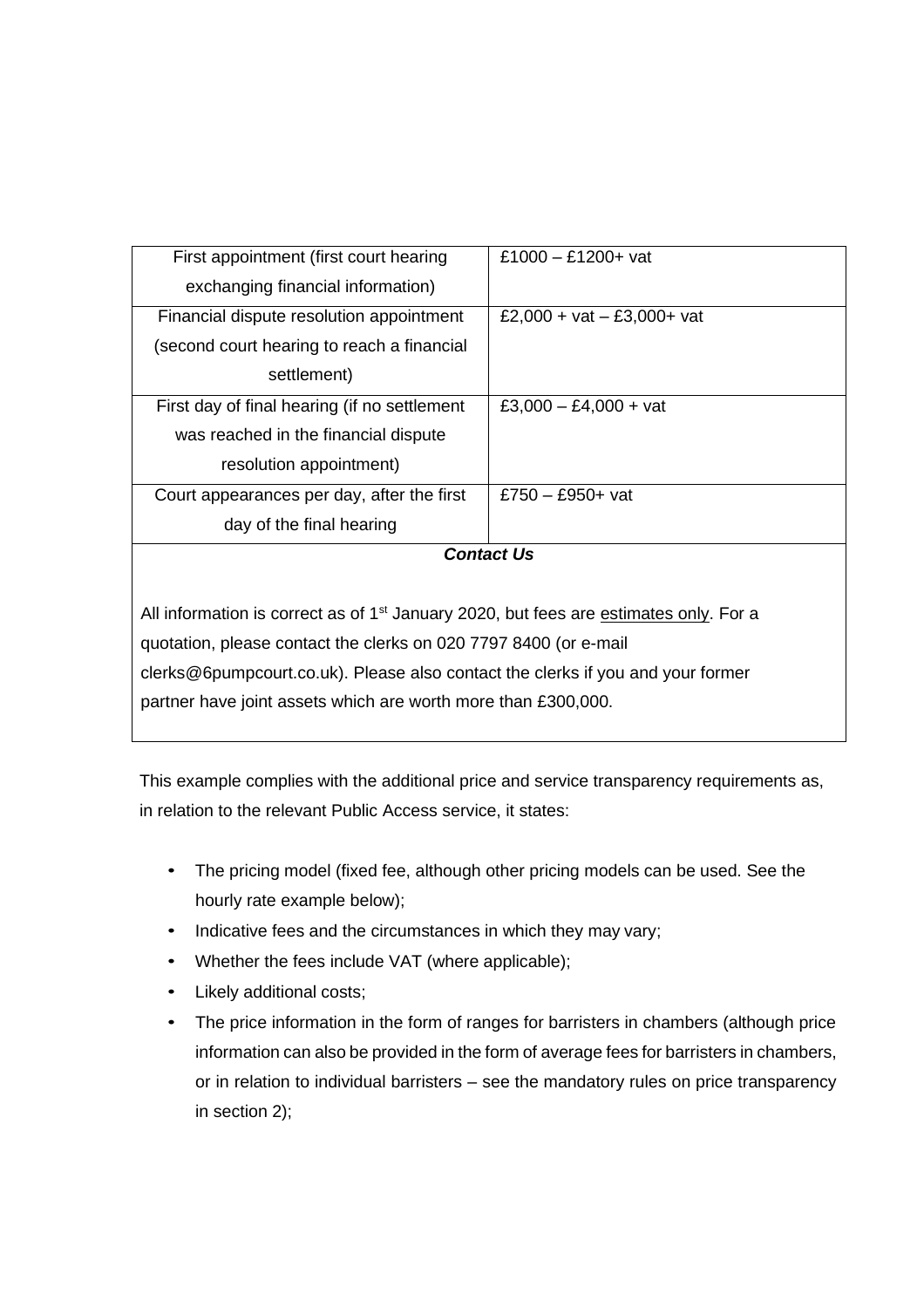| | |
|---|---|
| First appointment (first court hearing exchanging financial information) | £1000 – £1200+ vat |
| Financial dispute resolution appointment (second court hearing to reach a financial settlement) | £2,000 + vat – £3,000+ vat |
| First day of final hearing (if no settlement was reached in the financial dispute resolution appointment) | £3,000 – £4,000 + vat |
| Court appearances per day, after the first day of the final hearing | £750 – £950+ vat |

***Contact Us***

All information is correct as of 1st January 2020, but fees are estimates only. For a quotation, please contact the clerks on 020 7797 8400 (or e-mail clerks@6pumpcourt.co.uk). Please also contact the clerks if you and your former partner have joint assets which are worth more than £300,000.

This example complies with the additional price and service transparency requirements as, in relation to the relevant Public Access service, it states:

- The pricing model (fixed fee, although other pricing models can be used. See the hourly rate example below);
- Indicative fees and the circumstances in which they may vary;
- Whether the fees include VAT (where applicable);
- Likely additional costs;
- The price information in the form of ranges for barristers in chambers (although price information can also be provided in the form of average fees for barristers in chambers, or in relation to individual barristers – see the mandatory rules on price transparency in section 2);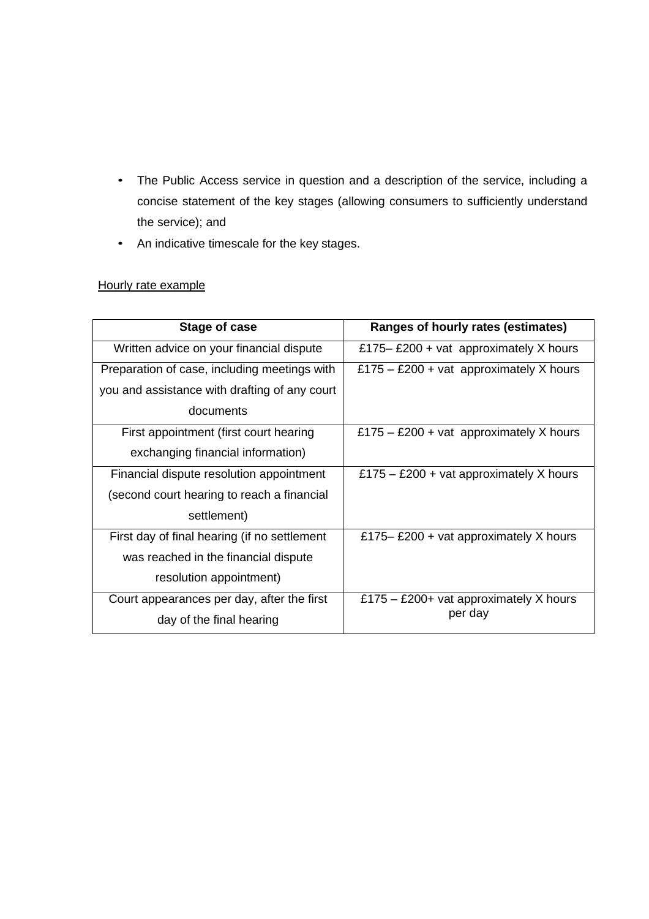- The Public Access service in question and a description of the service, including a concise statement of the key stages (allowing consumers to sufficiently understand the service); and
- An indicative timescale for the key stages.

Hourly rate example

| Stage of case | Ranges of hourly rates (estimates) |
| --- | --- |
| Written advice on your financial dispute | £175– £200 + vat approximately X hours |
| Preparation of case, including meetings with you and assistance with drafting of any court documents | £175 – £200 + vat approximately X hours |
| First appointment (first court hearing exchanging financial information) | £175 – £200 + vat approximately X hours |
| Financial dispute resolution appointment (second court hearing to reach a financial settlement) | £175 – £200 + vat approximately X hours |
| First day of final hearing (if no settlement was reached in the financial dispute resolution appointment) | £175– £200 + vat approximately X hours |
| Court appearances per day, after the first day of the final hearing | £175 – £200+ vat approximately X hours per day |